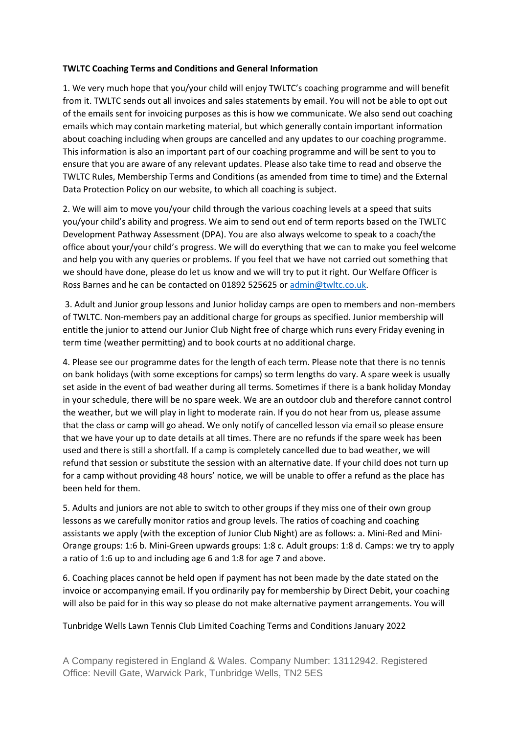**TWLTC Coaching Terms and Conditions and General Information**

1. We very much hope that you/your child will enjoy TWLTC's coaching programme and will benefit from it. TWLTC sends out all invoices and sales statements by email. You will not be able to opt out of the emails sent for invoicing purposes as this is how we communicate. We also send out coaching emails which may contain marketing material, but which generally contain important information about coaching including when groups are cancelled and any updates to our coaching programme. This information is also an important part of our coaching programme and will be sent to you to ensure that you are aware of any relevant updates. Please also take time to read and observe the TWLTC Rules, Membership Terms and Conditions (as amended from time to time) and the External Data Protection Policy on our website, to which all coaching is subject.

2. We will aim to move you/your child through the various coaching levels at a speed that suits you/your child's ability and progress. We aim to send out end of term reports based on the TWLTC Development Pathway Assessment (DPA). You are also always welcome to speak to a coach/the office about your/your child's progress. We will do everything that we can to make you feel welcome and help you with any queries or problems. If you feel that we have not carried out something that we should have done, please do let us know and we will try to put it right. Our Welfare Officer is Ross Barnes and he can be contacted on 01892 525625 or [admin@twltc.co.uk](mailto:admin@twltc.co.uk).

3. Adult and Junior group lessons and Junior holiday camps are open to members and non-members of TWLTC. Non-members pay an additional charge for groups as specified. Junior membership will entitle the junior to attend our Junior Club Night free of charge which runs every Friday evening in term time (weather permitting) and to book courts at no additional charge.

4. Please see our programme dates for the length of each term. Please note that there is no tennis on bank holidays (with some exceptions for camps) so term lengths do vary. A spare week is usually set aside in the event of bad weather during all terms. Sometimes if there is a bank holiday Monday in your schedule, there will be no spare week. We are an outdoor club and therefore cannot control the weather, but we will play in light to moderate rain. If you do not hear from us, please assume that the class or camp will go ahead. We only notify of cancelled lesson via email so please ensure that we have your up to date details at all times. There are no refunds if the spare week has been used and there is still a shortfall. If a camp is completely cancelled due to bad weather, we will refund that session or substitute the session with an alternative date. If your child does not turn up for a camp without providing 48 hours' notice, we will be unable to offer a refund as the place has been held for them.

5. Adults and juniors are not able to switch to other groups if they miss one of their own group lessons as we carefully monitor ratios and group levels. The ratios of coaching and coaching assistants we apply (with the exception of Junior Club Night) are as follows: a. Mini-Red and Mini-Orange groups: 1:6 b. Mini-Green upwards groups: 1:8 c. Adult groups: 1:8 d. Camps: we try to apply a ratio of 1:6 up to and including age 6 and 1:8 for age 7 and above.

6. Coaching places cannot be held open if payment has not been made by the date stated on the invoice or accompanying email. If you ordinarily pay for membership by Direct Debit, your coaching will also be paid for in this way so please do not make alternative payment arrangements. You will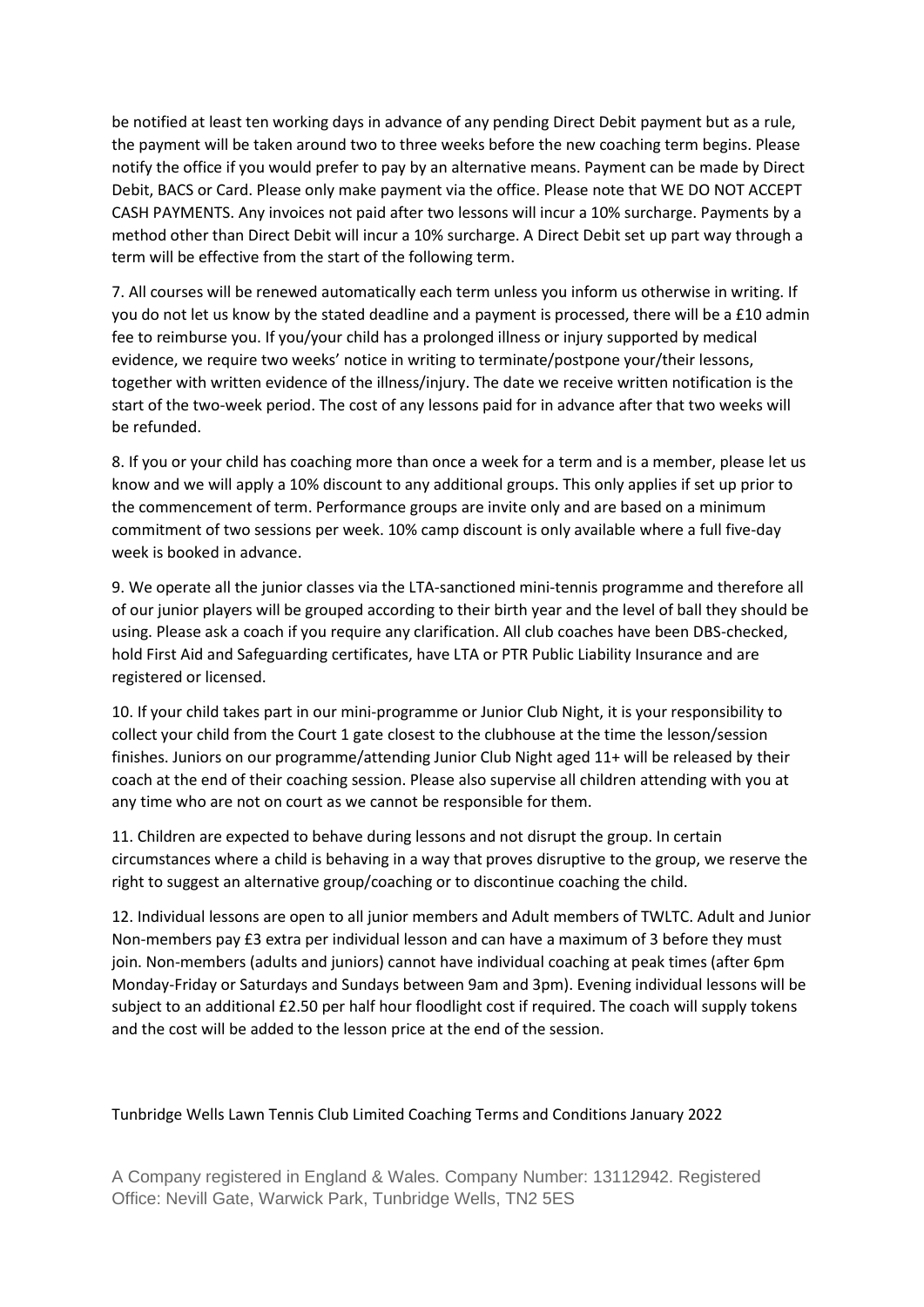be notified at least ten working days in advance of any pending Direct Debit payment but as a rule, the payment will be taken around two to three weeks before the new coaching term begins. Please notify the office if you would prefer to pay by an alternative means. Payment can be made by Direct Debit, BACS or Card. Please only make payment via the office. Please note that WE DO NOT ACCEPT CASH PAYMENTS. Any invoices not paid after two lessons will incur a 10% surcharge. Payments by a method other than Direct Debit will incur a 10% surcharge. A Direct Debit set up part way through a term will be effective from the start of the following term.

7. All courses will be renewed automatically each term unless you inform us otherwise in writing. If you do not let us know by the stated deadline and a payment is processed, there will be a £10 admin fee to reimburse you. If you/your child has a prolonged illness or injury supported by medical evidence, we require two weeks' notice in writing to terminate/postpone your/their lessons, together with written evidence of the illness/injury. The date we receive written notification is the start of the two-week period. The cost of any lessons paid for in advance after that two weeks will be refunded.

8. If you or your child has coaching more than once a week for a term and is a member, please let us know and we will apply a 10% discount to any additional groups. This only applies if set up prior to the commencement of term. Performance groups are invite only and are based on a minimum commitment of two sessions per week. 10% camp discount is only available where a full five-day week is booked in advance.

9. We operate all the junior classes via the LTA-sanctioned mini-tennis programme and therefore all of our junior players will be grouped according to their birth year and the level of ball they should be using. Please ask a coach if you require any clarification. All club coaches have been DBS-checked, hold First Aid and Safeguarding certificates, have LTA or PTR Public Liability Insurance and are registered or licensed.

10. If your child takes part in our mini-programme or Junior Club Night, it is your responsibility to collect your child from the Court 1 gate closest to the clubhouse at the time the lesson/session finishes. Juniors on our programme/attending Junior Club Night aged 11+ will be released by their coach at the end of their coaching session. Please also supervise all children attending with you at any time who are not on court as we cannot be responsible for them.

11. Children are expected to behave during lessons and not disrupt the group. In certain circumstances where a child is behaving in a way that proves disruptive to the group, we reserve the right to suggest an alternative group/coaching or to discontinue coaching the child.

12. Individual lessons are open to all junior members and Adult members of TWLTC. Adult and Junior Non-members pay £3 extra per individual lesson and can have a maximum of 3 before they must join. Non-members (adults and juniors) cannot have individual coaching at peak times (after 6pm Monday-Friday or Saturdays and Sundays between 9am and 3pm). Evening individual lessons will be subject to an additional £2.50 per half hour floodlight cost if required. The coach will supply tokens and the cost will be added to the lesson price at the end of the session.

Tunbridge Wells Lawn Tennis Club Limited Coaching Terms and Conditions January 2022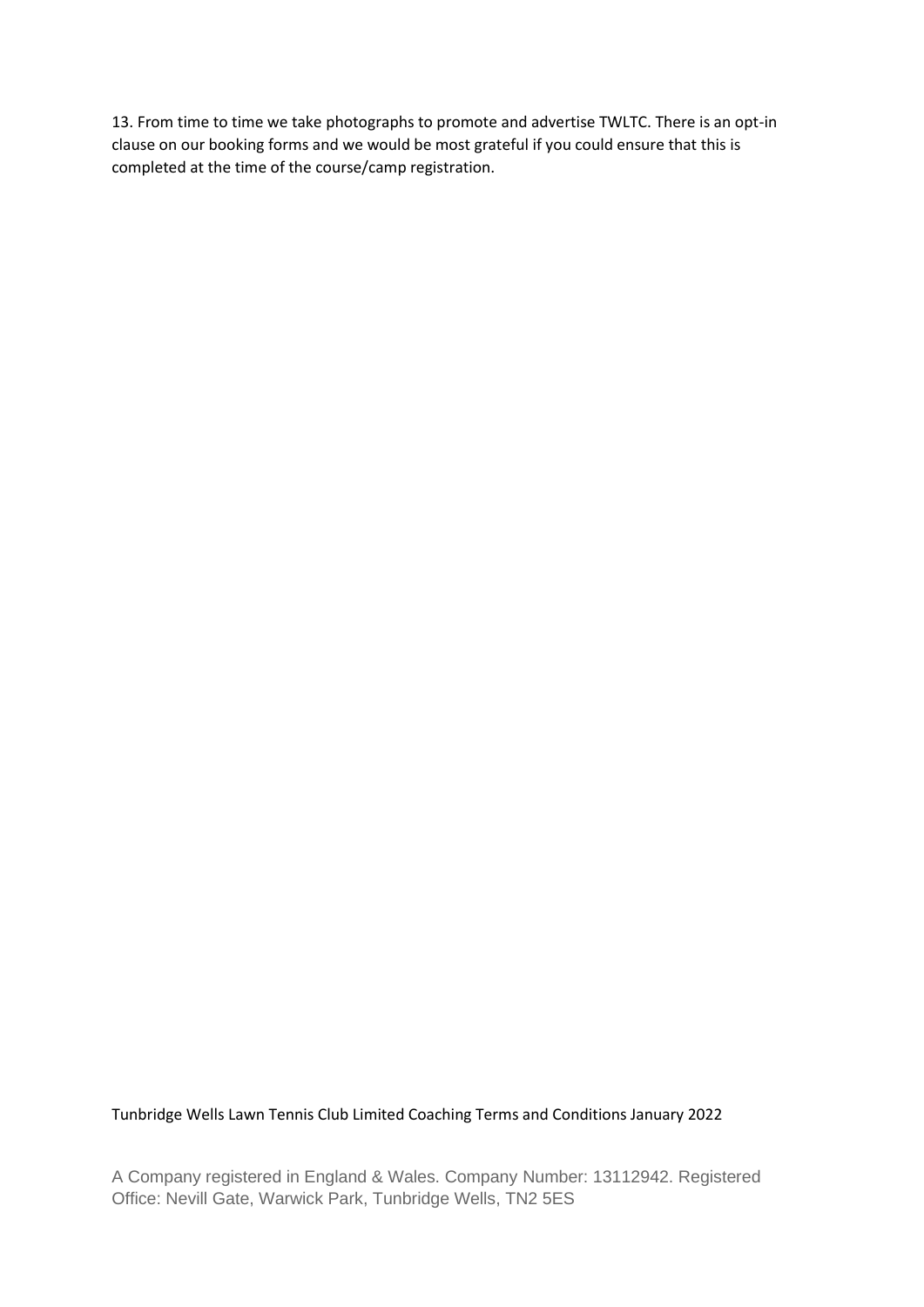13. From time to time we take photographs to promote and advertise TWLTC. There is an opt-in clause on our booking forms and we would be most grateful if you could ensure that this is completed at the time of the course/camp registration.